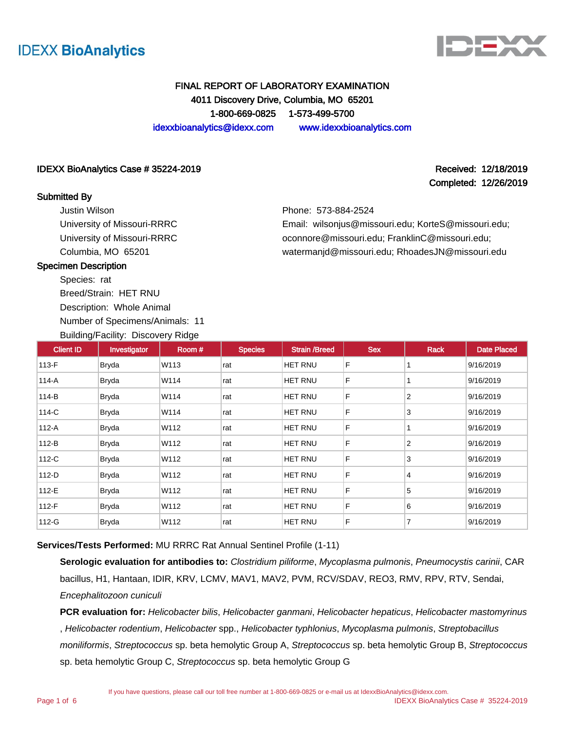IDEXX BioAnalytics

# FINAL REPORT OF LABORATORY EXAMINATION

4011 Discovery Drive, Columbia, MO 65201

1-800-669-0825 1-573-499-5700

idexxbioanalytics@idexx.com www.idexxbioanalytics.com

**IDEXX BioAnalytics Case # 35224-2019**

**Received: 12/18/2019**
**Completed: 12/26/2019**

**Submitted By**

Justin Wilson
University of Missouri-RRRC
University of Missouri-RRRC
Columbia, MO 65201

Phone: 573-884-2524
Email: wilsonjus@missouri.edu; KorteS@missouri.edu; oconnore@missouri.edu; FranklinC@missouri.edu; watermanjd@missouri.edu; RhoadesJN@missouri.edu

**Specimen Description**

Species: rat
Breed/Strain: HET RNU
Description: Whole Animal
Number of Specimens/Animals: 11
Building/Facility: Discovery Ridge

| Client ID | Investigator | Room # | Species | Strain /Breed | Sex | Rack | Date Placed |
|---|---|---|---|---|---|---|---|
| 113-F | Bryda | W113 | rat | HET RNU | F | 1 | 9/16/2019 |
| 114-A | Bryda | W114 | rat | HET RNU | F | 1 | 9/16/2019 |
| 114-B | Bryda | W114 | rat | HET RNU | F | 2 | 9/16/2019 |
| 114-C | Bryda | W114 | rat | HET RNU | F | 3 | 9/16/2019 |
| 112-A | Bryda | W112 | rat | HET RNU | F | 1 | 9/16/2019 |
| 112-B | Bryda | W112 | rat | HET RNU | F | 2 | 9/16/2019 |
| 112-C | Bryda | W112 | rat | HET RNU | F | 3 | 9/16/2019 |
| 112-D | Bryda | W112 | rat | HET RNU | F | 4 | 9/16/2019 |
| 112-E | Bryda | W112 | rat | HET RNU | F | 5 | 9/16/2019 |
| 112-F | Bryda | W112 | rat | HET RNU | F | 6 | 9/16/2019 |
| 112-G | Bryda | W112 | rat | HET RNU | F | 7 | 9/16/2019 |

**Services/Tests Performed:** MU RRRC Rat Annual Sentinel Profile (1-11)

**Serologic evaluation for antibodies to:** *Clostridium piliforme*, *Mycoplasma pulmonis*, *Pneumocystis carinii*, CAR bacillus, H1, Hantaan, IDIR, KRV, LCMV, MAV1, MAV2, PVM, RCV/SDAV, REO3, RMV, RPV, RTV, Sendai, *Encephalitozoon cuniculi*

**PCR evaluation for:** *Helicobacter bilis*, *Helicobacter ganmani*, *Helicobacter hepaticus*, *Helicobacter mastomyrinus*, *Helicobacter rodentium*, *Helicobacter* spp., *Helicobacter typhlonius*, *Mycoplasma pulmonis*, *Streptobacillus moniliformis*, *Streptococcus* sp. beta hemolytic Group A, *Streptococcus* sp. beta hemolytic Group B, *Streptococcus* sp. beta hemolytic Group C, *Streptococcus* sp. beta hemolytic Group G

If you have questions, please call our toll free number at 1-800-669-0825 or e-mail us at IdexxBioAnalytics@idexx.com.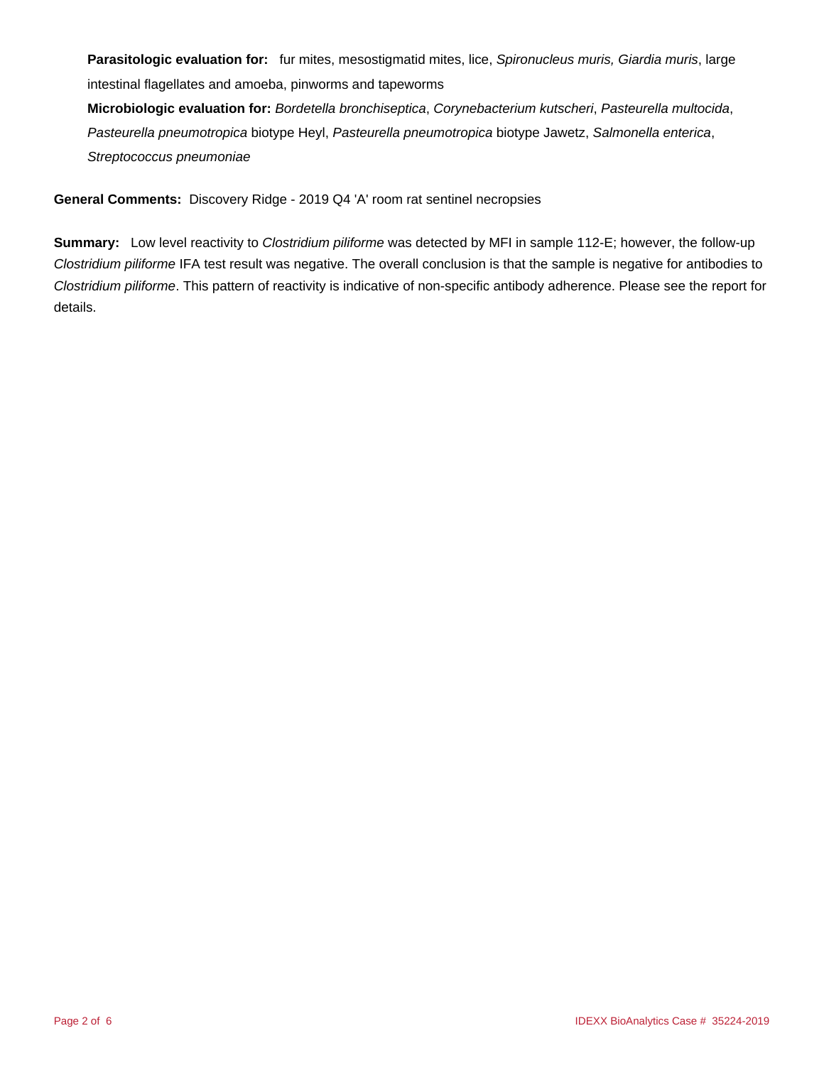**Parasitologic evaluation for:** fur mites, mesostigmatid mites, lice, *Spironucleus muris, Giardia muris*, large intestinal flagellates and amoeba, pinworms and tapeworms

**Microbiologic evaluation for:** *Bordetella bronchiseptica*, *Corynebacterium kutscheri*, *Pasteurella multocida*, *Pasteurella pneumotropica* biotype Heyl, *Pasteurella pneumotropica* biotype Jawetz, *Salmonella enterica*, *Streptococcus pneumoniae*

**General Comments:** Discovery Ridge - 2019 Q4 'A' room rat sentinel necropsies

**Summary:** Low level reactivity to *Clostridium piliforme* was detected by MFI in sample 112-E; however, the follow-up *Clostridium piliforme* IFA test result was negative. The overall conclusion is that the sample is negative for antibodies to *Clostridium piliforme*. This pattern of reactivity is indicative of non-specific antibody adherence. Please see the report for details.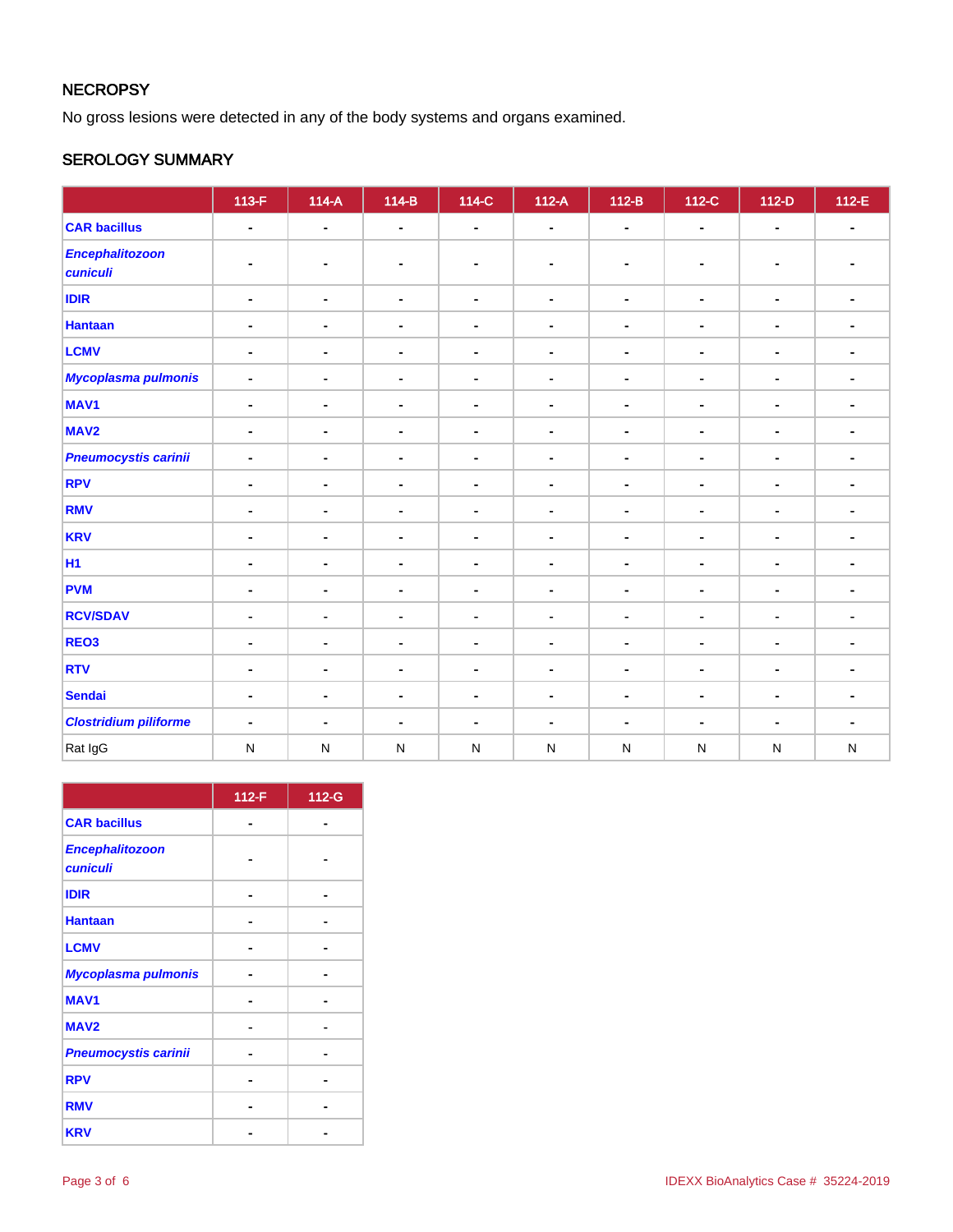## NECROPSY

No gross lesions were detected in any of the body systems and organs examined.

## SEROLOGY SUMMARY

| | 113-F | 114-A | 114-B | 114-C | 112-A | 112-B | 112-C | 112-D | 112-E |
|---|---|---|---|---|---|---|---|---|---|
| **CAR bacillus** | - | - | - | - | - | - | - | - | - |
| ***Encephalitozoon cuniculi*** | - | - | - | - | - | - | - | - | - |
| **IDIR** | - | - | - | - | - | - | - | - | - |
| **Hantaan** | - | - | - | - | - | - | - | - | - |
| **LCMV** | - | - | - | - | - | - | - | - | - |
| ***Mycoplasma pulmonis*** | - | - | - | - | - | - | - | - | - |
| **MAV1** | - | - | - | - | - | - | - | - | - |
| **MAV2** | - | - | - | - | - | - | - | - | - |
| ***Pneumocystis carinii*** | - | - | - | - | - | - | - | - | - |
| **RPV** | - | - | - | - | - | - | - | - | - |
| **RMV** | - | - | - | - | - | - | - | - | - |
| **KRV** | - | - | - | - | - | - | - | - | - |
| **H1** | - | - | - | - | - | - | - | - | - |
| **PVM** | - | - | - | - | - | - | - | - | - |
| **RCV/SDAV** | - | - | - | - | - | - | - | - | - |
| **REO3** | - | - | - | - | - | - | - | - | - |
| **RTV** | - | - | - | - | - | - | - | - | - |
| **Sendai** | - | - | - | - | - | - | - | - | - |
| ***Clostridium piliforme*** | - | - | - | - | - | - | - | - | - |
| Rat IgG | N | N | N | N | N | N | N | N | N |

| | 112-F | 112-G |
|---|---|---|
| **CAR bacillus** | - | - |
| ***Encephalitozoon cuniculi*** | - | - |
| **IDIR** | - | - |
| **Hantaan** | - | - |
| **LCMV** | - | - |
| ***Mycoplasma pulmonis*** | - | - |
| **MAV1** | - | - |
| **MAV2** | - | - |
| ***Pneumocystis carinii*** | - | - |
| **RPV** | - | - |
| **RMV** | - | - |
| **KRV** | - | - |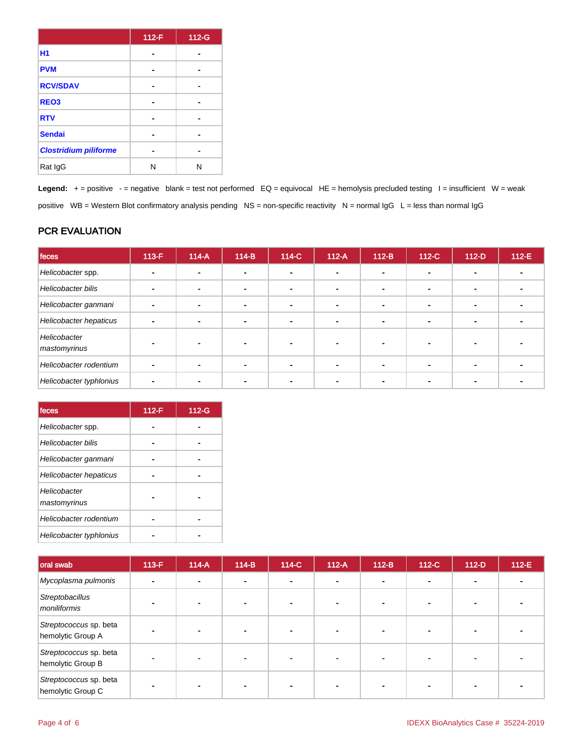| | 112-F | 112-G |
|---|---|---|
| **H1** | - | - |
| **PVM** | - | - |
| **RCV/SDAV** | - | - |
| **REO3** | - | - |
| **RTV** | - | - |
| **Sendai** | - | - |
| ***Clostridium piliforme*** | - | - |
| Rat IgG | N | N |

**Legend:** + = positive - = negative blank = test not performed EQ = equivocal HE = hemolysis precluded testing I = insufficient W = weak positive WB = Western Blot confirmatory analysis pending NS = non-specific reactivity N = normal IgG L = less than normal IgG

## PCR EVALUATION

| feces | 113-F | 114-A | 114-B | 114-C | 112-A | 112-B | 112-C | 112-D | 112-E |
|---|---|---|---|---|---|---|---|---|---|
| *Helicobacter* spp. | - | - | - | - | - | - | - | - | - |
| *Helicobacter bilis* | - | - | - | - | - | - | - | - | - |
| *Helicobacter ganmani* | - | - | - | - | - | - | - | - | - |
| *Helicobacter hepaticus* | - | - | - | - | - | - | - | - | - |
| *Helicobacter mastomyrinus* | - | - | - | - | - | - | - | - | - |
| *Helicobacter rodentium* | - | - | - | - | - | - | - | - | - |
| *Helicobacter typhlonius* | - | - | - | - | - | - | - | - | - |

| feces | 112-F | 112-G |
|---|---|---|
| *Helicobacter* spp. | - | - |
| *Helicobacter bilis* | - | - |
| *Helicobacter ganmani* | - | - |
| *Helicobacter hepaticus* | - | - |
| *Helicobacter mastomyrinus* | - | - |
| *Helicobacter rodentium* | - | - |
| *Helicobacter typhlonius* | - | - |

| oral swab | 113-F | 114-A | 114-B | 114-C | 112-A | 112-B | 112-C | 112-D | 112-E |
|---|---|---|---|---|---|---|---|---|---|
| *Mycoplasma pulmonis* | - | - | - | - | - | - | - | - | - |
| *Streptobacillus moniliformis* | - | - | - | - | - | - | - | - | - |
| *Streptococcus* sp. beta hemolytic Group A | - | - | - | - | - | - | - | - | - |
| *Streptococcus* sp. beta hemolytic Group B | - | - | - | - | - | - | - | - | - |
| *Streptococcus* sp. beta hemolytic Group C | - | - | - | - | - | - | - | - | - |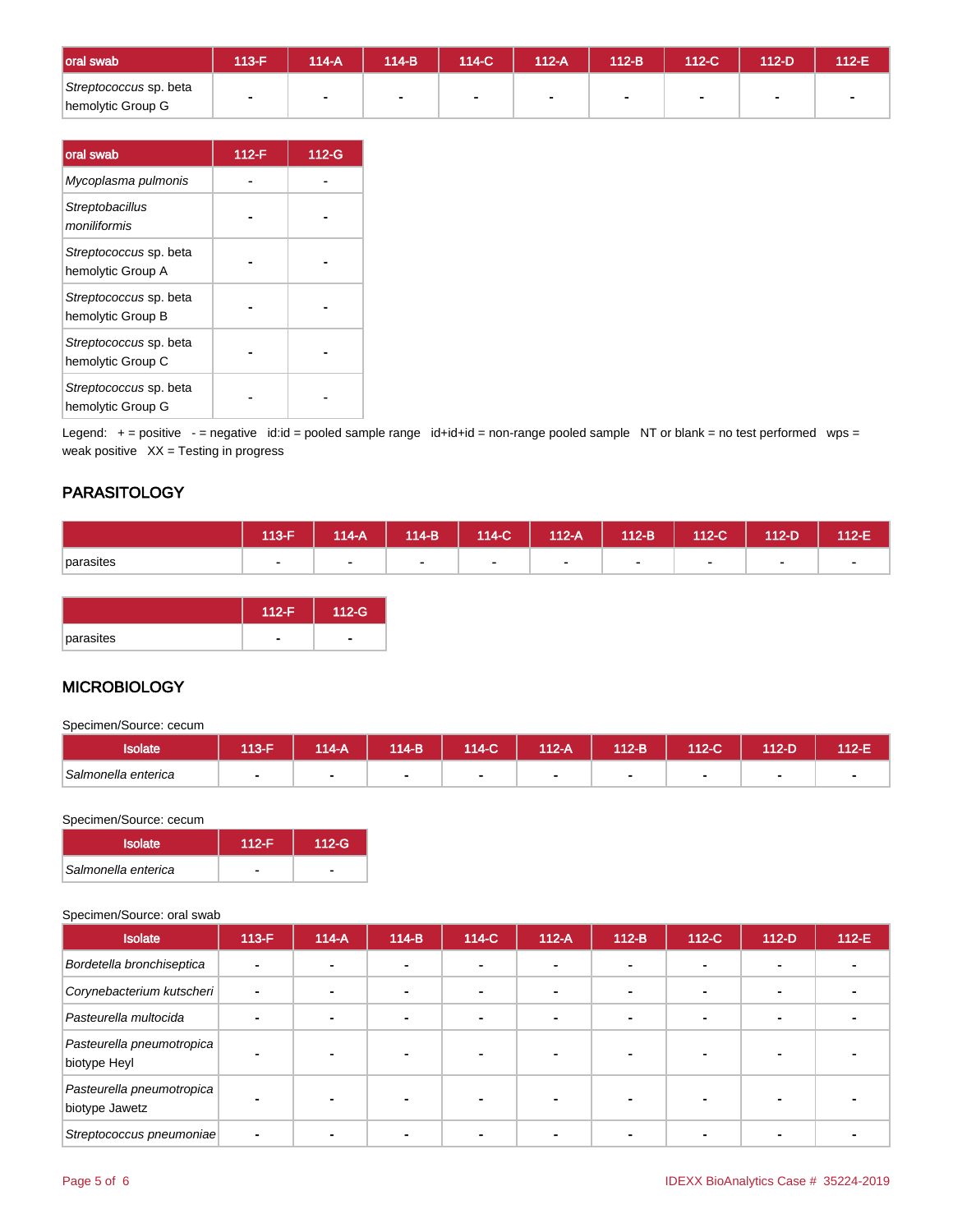| oral swab | 113-F | 114-A | 114-B | 114-C | 112-A | 112-B | 112-C | 112-D | 112-E |
|---|---|---|---|---|---|---|---|---|---|
| *Streptococcus* sp. beta hemolytic Group G | - | - | - | - | - | - | - | - | - |

| oral swab | 112-F | 112-G |
|---|---|---|
| *Mycoplasma pulmonis* | - | - |
| *Streptobacillus moniliformis* | - | - |
| *Streptococcus* sp. beta hemolytic Group A | - | - |
| *Streptococcus* sp. beta hemolytic Group B | - | - |
| *Streptococcus* sp. beta hemolytic Group C | - | - |
| *Streptococcus* sp. beta hemolytic Group G | - | - |

Legend: + = positive - = negative id:id = pooled sample range id+id+id = non-range pooled sample NT or blank = no test performed wps = weak positive XX = Testing in progress

## PARASITOLOGY

| | 113-F | 114-A | 114-B | 114-C | 112-A | 112-B | 112-C | 112-D | 112-E |
|---|---|---|---|---|---|---|---|---|---|
| parasites | - | - | - | - | - | - | - | - | - |

| | 112-F | 112-G |
|---|---|---|
| parasites | - | - |

## MICROBIOLOGY

Specimen/Source: cecum

| Isolate | 113-F | 114-A | 114-B | 114-C | 112-A | 112-B | 112-C | 112-D | 112-E |
|---|---|---|---|---|---|---|---|---|---|
| *Salmonella enterica* | - | - | - | - | - | - | - | - | - |

Specimen/Source: cecum

| Isolate | 112-F | 112-G |
|---|---|---|
| *Salmonella enterica* | - | - |

Specimen/Source: oral swab

| Isolate | 113-F | 114-A | 114-B | 114-C | 112-A | 112-B | 112-C | 112-D | 112-E |
|---|---|---|---|---|---|---|---|---|---|
| *Bordetella bronchiseptica* | - | - | - | - | - | - | - | - | - |
| *Corynebacterium kutscheri* | - | - | - | - | - | - | - | - | - |
| *Pasteurella multocida* | - | - | - | - | - | - | - | - | - |
| *Pasteurella pneumotropica* biotype Heyl | - | - | - | - | - | - | - | - | - |
| *Pasteurella pneumotropica* biotype Jawetz | - | - | - | - | - | - | - | - | - |
| *Streptococcus pneumoniae* | - | - | - | - | - | - | - | - | - |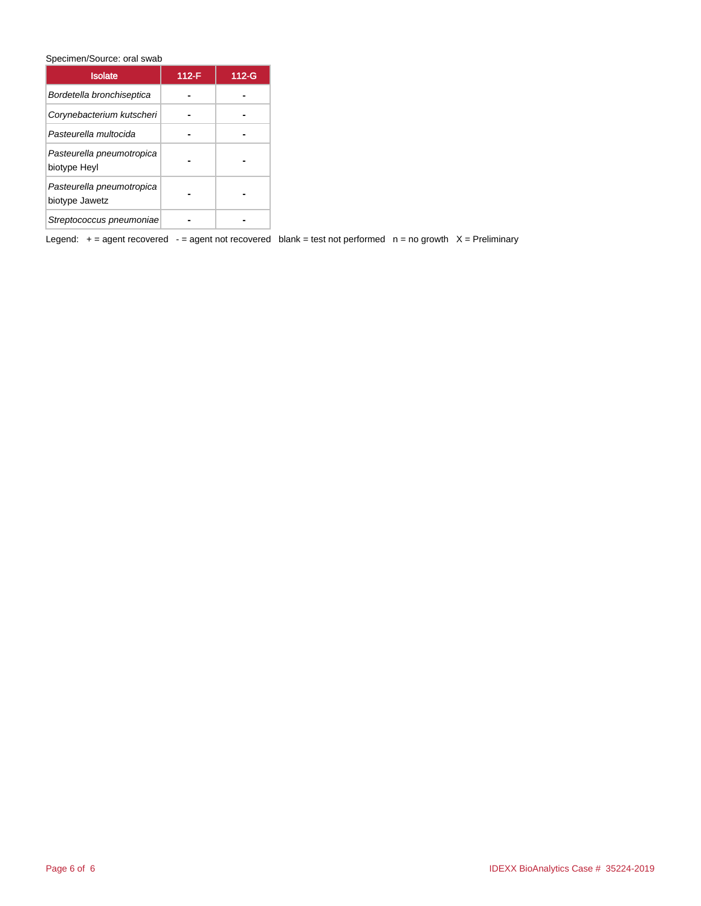Specimen/Source: oral swab

| Isolate | 112-F | 112-G |
|---|---|---|
| *Bordetella bronchiseptica* | - | - |
| *Corynebacterium kutscheri* | - | - |
| *Pasteurella multocida* | - | - |
| *Pasteurella pneumotropica* biotype Heyl | - | - |
| *Pasteurella pneumotropica* biotype Jawetz | - | - |
| *Streptococcus pneumoniae* | - | - |

Legend: + = agent recovered - = agent not recovered blank = test not performed n = no growth X = Preliminary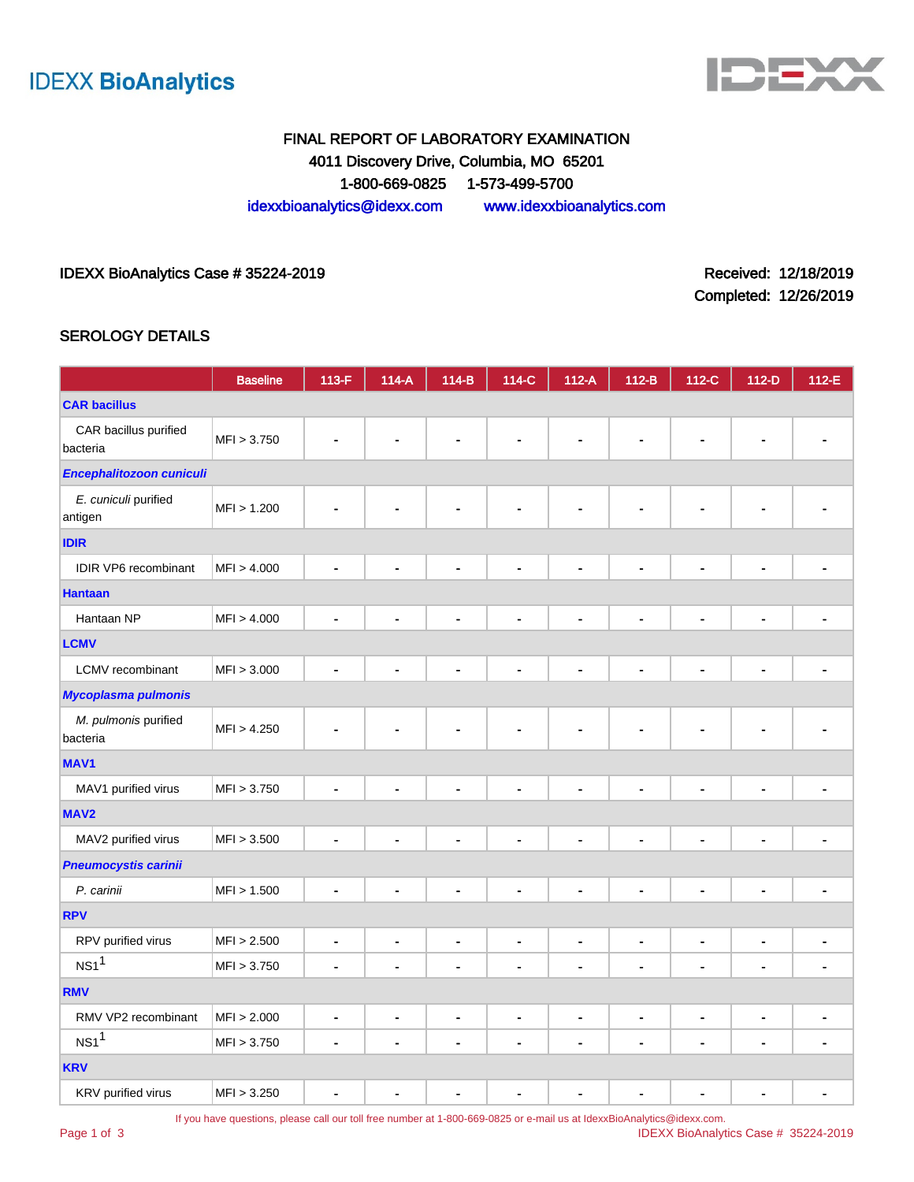IDEXX BioAnalytics

FINAL REPORT OF LABORATORY EXAMINATION
4011 Discovery Drive, Columbia, MO 65201
1-800-669-0825 1-573-499-5700
idexxbioanalytics@idexx.com www.idexxbioanalytics.com

IDEXX BioAnalytics Case # 35224-2019

Received: 12/18/2019
Completed: 12/26/2019

## SEROLOGY DETAILS

| | Baseline | 113-F | 114-A | 114-B | 114-C | 112-A | 112-B | 112-C | 112-D | 112-E |
|---|---|---|---|---|---|---|---|---|---|---|
| **CAR bacillus** | | | | | | | | | | |
| CAR bacillus purified bacteria | MFI > 3.750 | - | - | - | - | - | - | - | - | - |
| ***Encephalitozoon cuniculi*** | | | | | | | | | | |
| *E. cuniculi* purified antigen | MFI > 1.200 | - | - | - | - | - | - | - | - | - |
| **IDIR** | | | | | | | | | | |
| IDIR VP6 recombinant | MFI > 4.000 | - | - | - | - | - | - | - | - | - |
| **Hantaan** | | | | | | | | | | |
| Hantaan NP | MFI > 4.000 | - | - | - | - | - | - | - | - | - |
| **LCMV** | | | | | | | | | | |
| LCMV recombinant | MFI > 3.000 | - | - | - | - | - | - | - | - | - |
| ***Mycoplasma pulmonis*** | | | | | | | | | | |
| *M. pulmonis* purified bacteria | MFI > 4.250 | - | - | - | - | - | - | - | - | - |
| **MAV1** | | | | | | | | | | |
| MAV1 purified virus | MFI > 3.750 | - | - | - | - | - | - | - | - | - |
| **MAV2** | | | | | | | | | | |
| MAV2 purified virus | MFI > 3.500 | - | - | - | - | - | - | - | - | - |
| ***Pneumocystis carinii*** | | | | | | | | | | |
| *P. carinii* | MFI > 1.500 | - | - | - | - | - | - | - | - | - |
| **RPV** | | | | | | | | | | |
| RPV purified virus | MFI > 2.500 | - | - | - | - | - | - | - | - | - |
| NS1[1] | MFI > 3.750 | - | - | - | - | - | - | - | - | - |
| **RMV** | | | | | | | | | | |
| RMV VP2 recombinant | MFI > 2.000 | - | - | - | - | - | - | - | - | - |
| NS1[1] | MFI > 3.750 | - | - | - | - | - | - | - | - | - |
| **KRV** | | | | | | | | | | |
| KRV purified virus | MFI > 3.250 | - | - | - | - | - | - | - | - | - |

If you have questions, please call our toll free number at 1-800-669-0825 or e-mail us at IdexxBioAnalytics@idexx.com.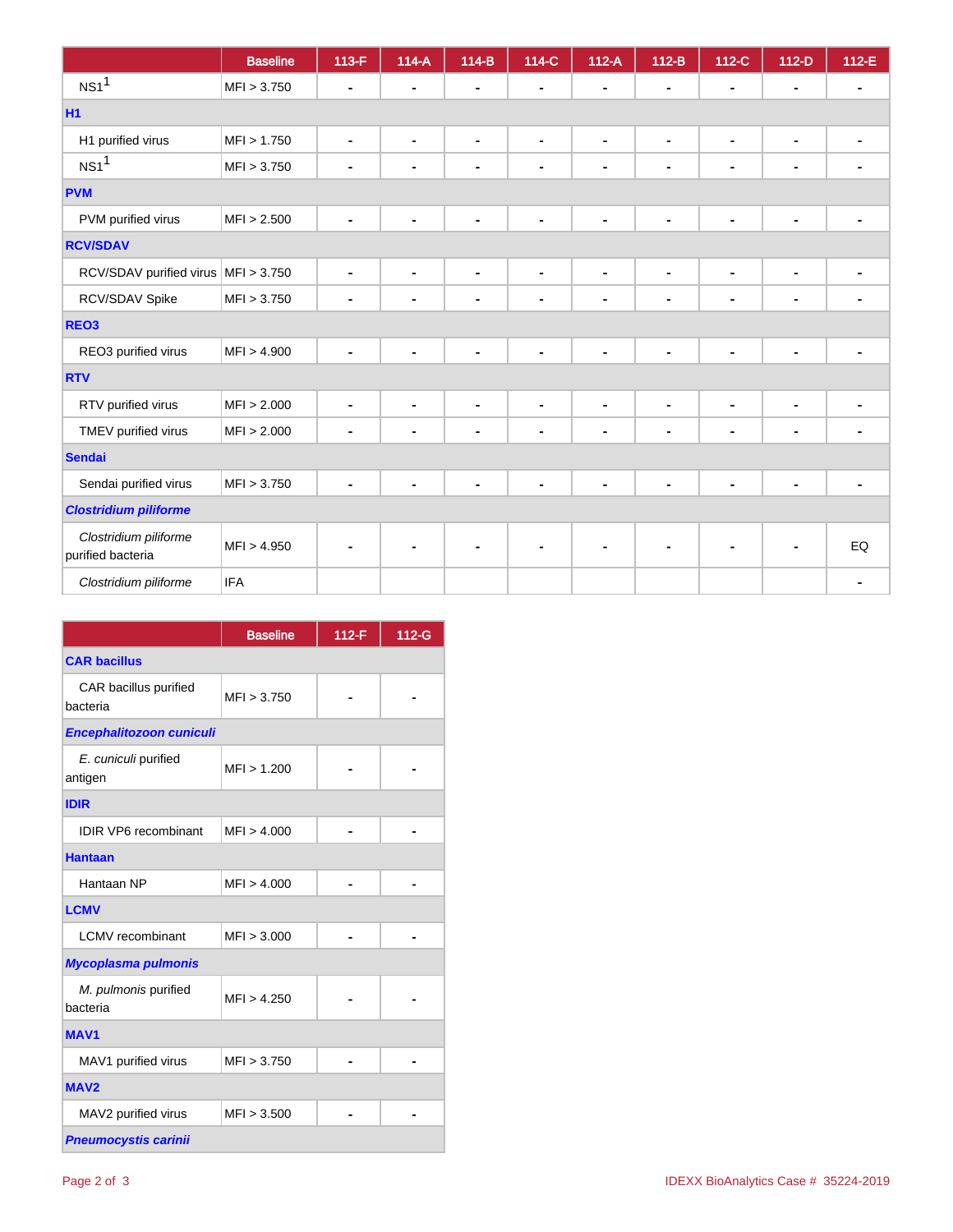| | Baseline | 113-F | 114-A | 114-B | 114-C | 112-A | 112-B | 112-C | 112-D | 112-E |
|---|---|---|---|---|---|---|---|---|---|---|
| NS1[1] | MFI > 3.750 | - | - | - | - | - | - | - | - | - |
| **H1** | | | | | | | | | | |
| H1 purified virus | MFI > 1.750 | - | - | - | - | - | - | - | - | - |
| NS1[1] | MFI > 3.750 | - | - | - | - | - | - | - | - | - |
| **PVM** | | | | | | | | | | |
| PVM purified virus | MFI > 2.500 | - | - | - | - | - | - | - | - | - |
| **RCV/SDAV** | | | | | | | | | | |
| RCV/SDAV purified virus | MFI > 3.750 | - | - | - | - | - | - | - | - | - |
| RCV/SDAV Spike | MFI > 3.750 | - | - | - | - | - | - | - | - | - |
| **REO3** | | | | | | | | | | |
| REO3 purified virus | MFI > 4.900 | - | - | - | - | - | - | - | - | - |
| **RTV** | | | | | | | | | | |
| RTV purified virus | MFI > 2.000 | - | - | - | - | - | - | - | - | - |
| TMEV purified virus | MFI > 2.000 | - | - | - | - | - | - | - | - | - |
| **Sendai** | | | | | | | | | | |
| Sendai purified virus | MFI > 3.750 | - | - | - | - | - | - | - | - | - |
| ***Clostridium piliforme*** | | | | | | | | | | |
| *Clostridium piliforme* purified bacteria | MFI > 4.950 | - | - | - | - | - | - | - | - | EQ |
| *Clostridium piliforme* | IFA | | | | | | | | | - |

| | Baseline | 112-F | 112-G |
|---|---|---|---|
| **CAR bacillus** | | | |
| CAR bacillus purified bacteria | MFI > 3.750 | - | - |
| ***Encephalitozoon cuniculi*** | | | |
| *E. cuniculi* purified antigen | MFI > 1.200 | - | - |
| **IDIR** | | | |
| IDIR VP6 recombinant | MFI > 4.000 | - | - |
| **Hantaan** | | | |
| Hantaan NP | MFI > 4.000 | - | - |
| **LCMV** | | | |
| LCMV recombinant | MFI > 3.000 | - | - |
| ***Mycoplasma pulmonis*** | | | |
| *M. pulmonis* purified bacteria | MFI > 4.250 | - | - |
| **MAV1** | | | |
| MAV1 purified virus | MFI > 3.750 | - | - |
| **MAV2** | | | |
| MAV2 purified virus | MFI > 3.500 | - | - |
| ***Pneumocystis carinii*** | | | |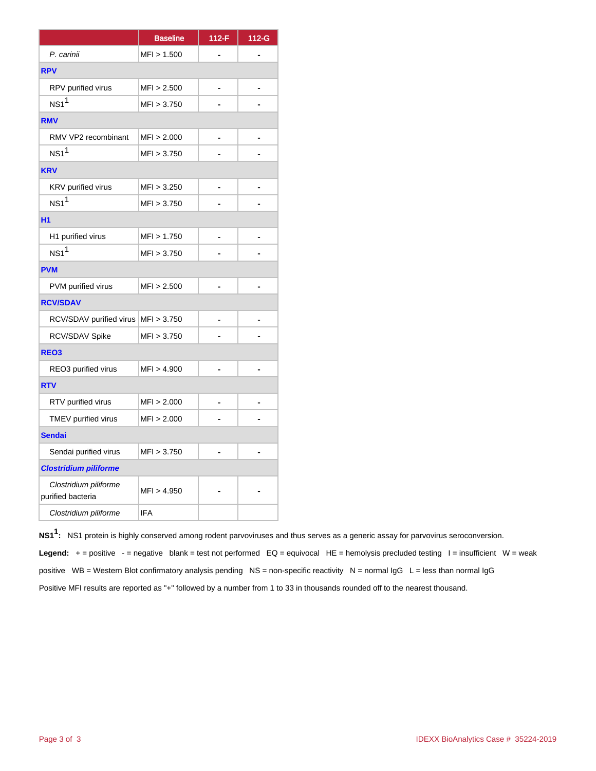| | Baseline | 112-F | 112-G |
|---|---|---|---|
| *P. carinii* | MFI > 1.500 | - | - |
| **RPV** | | | |
| RPV purified virus | MFI > 2.500 | - | - |
| NS1[1] | MFI > 3.750 | - | - |
| **RMV** | | | |
| RMV VP2 recombinant | MFI > 2.000 | - | - |
| NS1[1] | MFI > 3.750 | - | - |
| **KRV** | | | |
| KRV purified virus | MFI > 3.250 | - | - |
| NS1[1] | MFI > 3.750 | - | - |
| **H1** | | | |
| H1 purified virus | MFI > 1.750 | - | - |
| NS1[1] | MFI > 3.750 | - | - |
| **PVM** | | | |
| PVM purified virus | MFI > 2.500 | - | - |
| **RCV/SDAV** | | | |
| RCV/SDAV purified virus | MFI > 3.750 | - | - |
| RCV/SDAV Spike | MFI > 3.750 | - | - |
| **REO3** | | | |
| REO3 purified virus | MFI > 4.900 | - | - |
| **RTV** | | | |
| RTV purified virus | MFI > 2.000 | - | - |
| TMEV purified virus | MFI > 2.000 | - | - |
| **Sendai** | | | |
| Sendai purified virus | MFI > 3.750 | - | - |
| ***Clostridium piliforme*** | | | |
| *Clostridium piliforme* purified bacteria | MFI > 4.950 | - | - |
| *Clostridium piliforme* | IFA | | |

**NS1[1]:** NS1 protein is highly conserved among rodent parvoviruses and thus serves as a generic assay for parvovirus seroconversion.

**Legend:** + = positive - = negative blank = test not performed EQ = equivocal HE = hemolysis precluded testing I = insufficient W = weak positive WB = Western Blot confirmatory analysis pending NS = non-specific reactivity N = normal IgG L = less than normal IgG

Positive MFI results are reported as "+" followed by a number from 1 to 33 in thousands rounded off to the nearest thousand.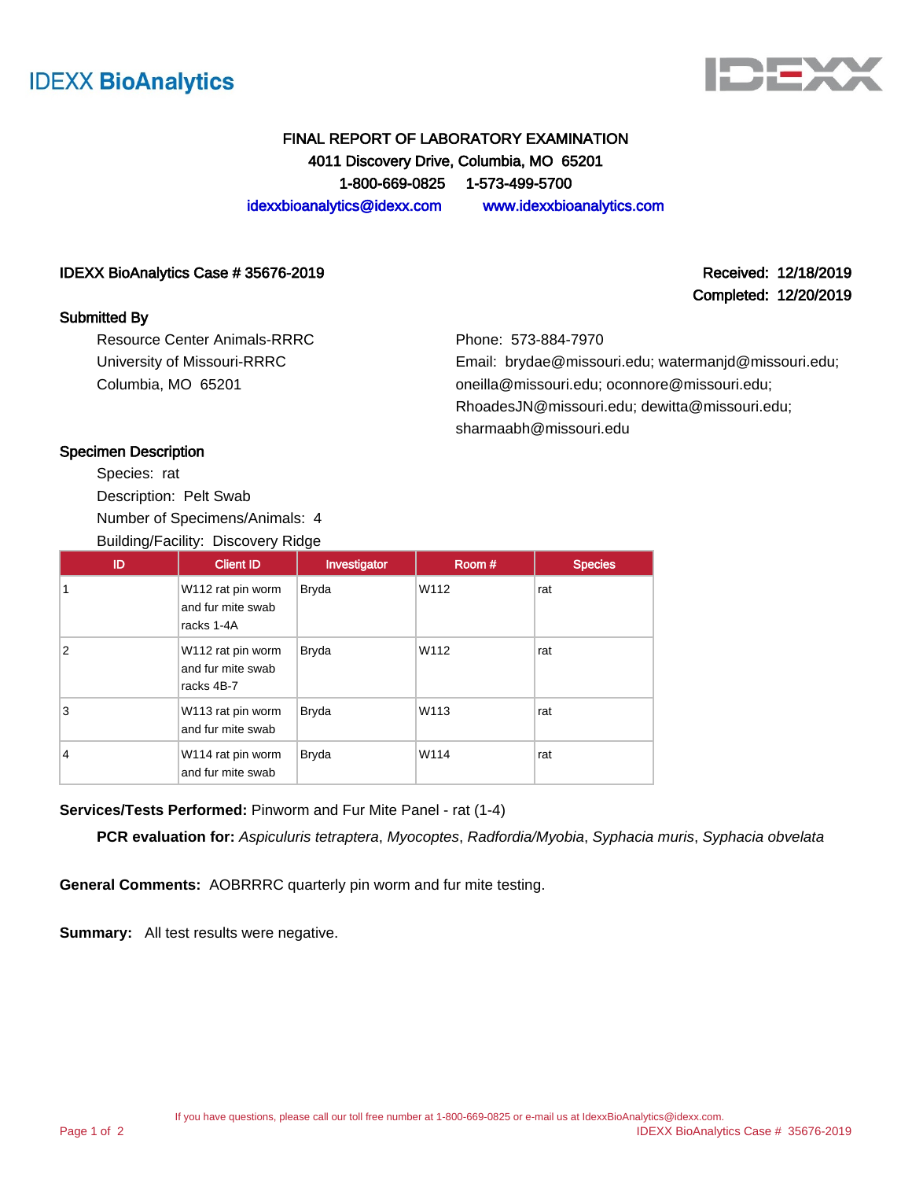IDEXX BioAnalytics

# FINAL REPORT OF LABORATORY EXAMINATION

**4011 Discovery Drive, Columbia, MO 65201**

**1-800-669-0825 1-573-499-5700**

idexxbioanalytics@idexx.com www.idexxbioanalytics.com

**IDEXX BioAnalytics Case # 35676-2019**

**Received: 12/18/2019**

**Completed: 12/20/2019**

**Submitted By**

Resource Center Animals-RRRC
University of Missouri-RRRC
Columbia, MO 65201

Phone: 573-884-7970
Email: brydae@missouri.edu; watermanjd@missouri.edu; oneilla@missouri.edu; oconnore@missouri.edu; RhoadesJN@missouri.edu; dewitta@missouri.edu; sharmaabh@missouri.edu

**Specimen Description**

Species: rat
Description: Pelt Swab
Number of Specimens/Animals: 4
Building/Facility: Discovery Ridge

| ID | Client ID | Investigator | Room # | Species |
|---|---|---|---|---|
| 1 | W112 rat pin worm and fur mite swab racks 1-4A | Bryda | W112 | rat |
| 2 | W112 rat pin worm and fur mite swab racks 4B-7 | Bryda | W112 | rat |
| 3 | W113 rat pin worm and fur mite swab | Bryda | W113 | rat |
| 4 | W114 rat pin worm and fur mite swab | Bryda | W114 | rat |

**Services/Tests Performed:** Pinworm and Fur Mite Panel - rat (1-4)

**PCR evaluation for:** *Aspiculuris tetraptera*, *Myocoptes*, *Radfordia/Myobia*, *Syphacia muris*, *Syphacia obvelata*

**General Comments:** AOBRRRC quarterly pin worm and fur mite testing.

**Summary:** All test results were negative.

If you have questions, please call our toll free number at 1-800-669-0825 or e-mail us at IdexxBioAnalytics@idexx.com.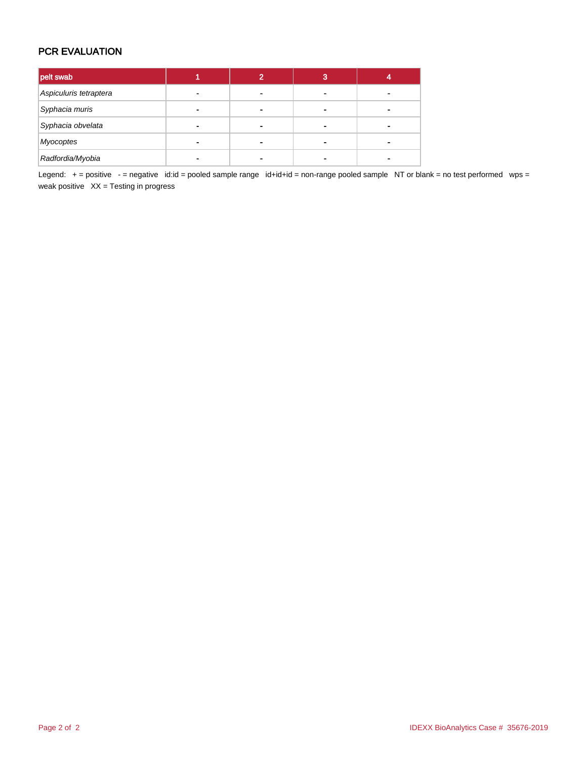## PCR EVALUATION

| pelt swab | 1 | 2 | 3 | 4 |
|---|---|---|---|---|
| *Aspiculuris tetraptera* | - | - | - | - |
| *Syphacia muris* | - | - | - | - |
| *Syphacia obvelata* | - | - | - | - |
| *Myocoptes* | - | - | - | - |
| *Radfordia/Myobia* | - | - | - | - |

Legend: + = positive - = negative id:id = pooled sample range id+id+id = non-range pooled sample NT or blank = no test performed wps = weak positive XX = Testing in progress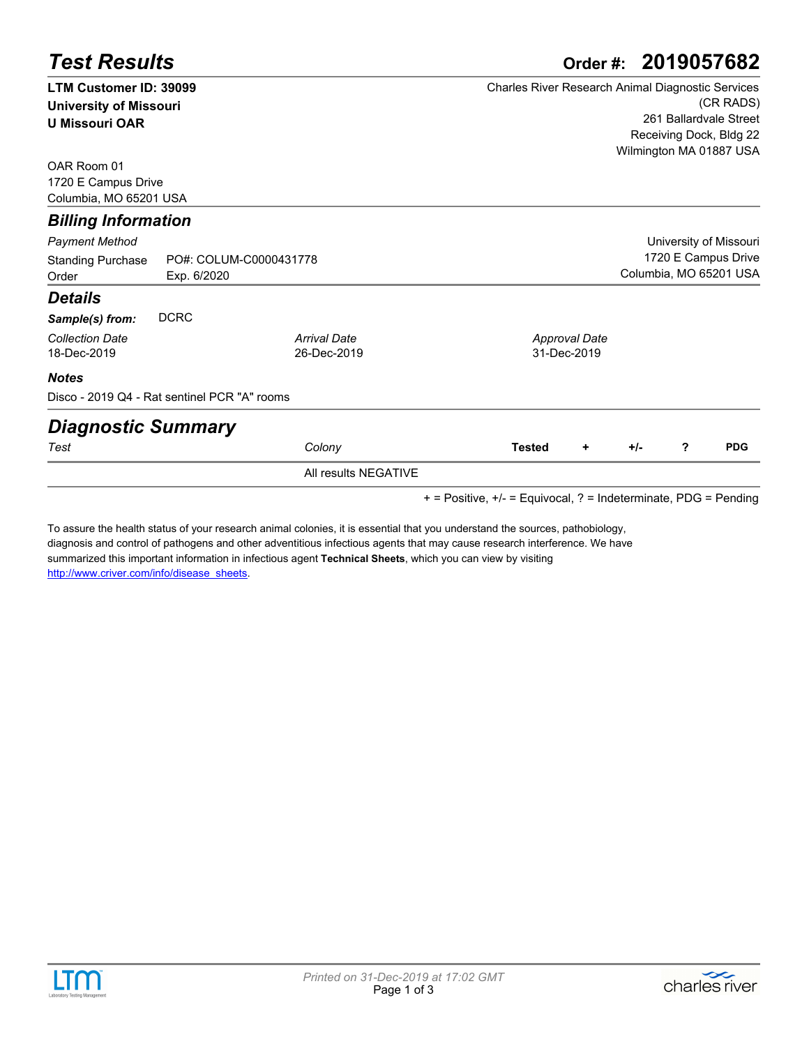# Test Results

**Order #: 2019057682**

**LTM Customer ID: 39099**
**University of Missouri**
**U Missouri OAR**

Charles River Research Animal Diagnostic Services (CR RADS)
261 Ballardvale Street
Receiving Dock, Bldg 22
Wilmington MA 01887 USA

OAR Room 01
1720 E Campus Drive
Columbia, MO 65201 USA

## Billing Information

*Payment Method*

Standing Purchase Order — PO#: COLUM-C0000431778 Exp. 6/2020

University of Missouri
1720 E Campus Drive
Columbia, MO 65201 USA

## Details

***Sample(s) from:*** DCRC

| *Collection Date* | *Arrival Date* | *Approval Date* |
|---|---|---|
| 18-Dec-2019 | 26-Dec-2019 | 31-Dec-2019 |

***Notes***

Disco - 2019 Q4 - Rat sentinel PCR "A" rooms

## Diagnostic Summary

| *Test* | *Colony* | **Tested** | **+** | **+/-** | **?** | **PDG** |
|---|---|---|---|---|---|---|
| | All results NEGATIVE | | | | | |

+ = Positive, +/- = Equivocal, ? = Indeterminate, PDG = Pending

To assure the health status of your research animal colonies, it is essential that you understand the sources, pathobiology, diagnosis and control of pathogens and other adventitious infectious agents that may cause research interference. We have summarized this important information in infectious agent **Technical Sheets**, which you can view by visiting http://www.criver.com/info/disease_sheets.

*Printed on 31-Dec-2019 at 17:02 GMT*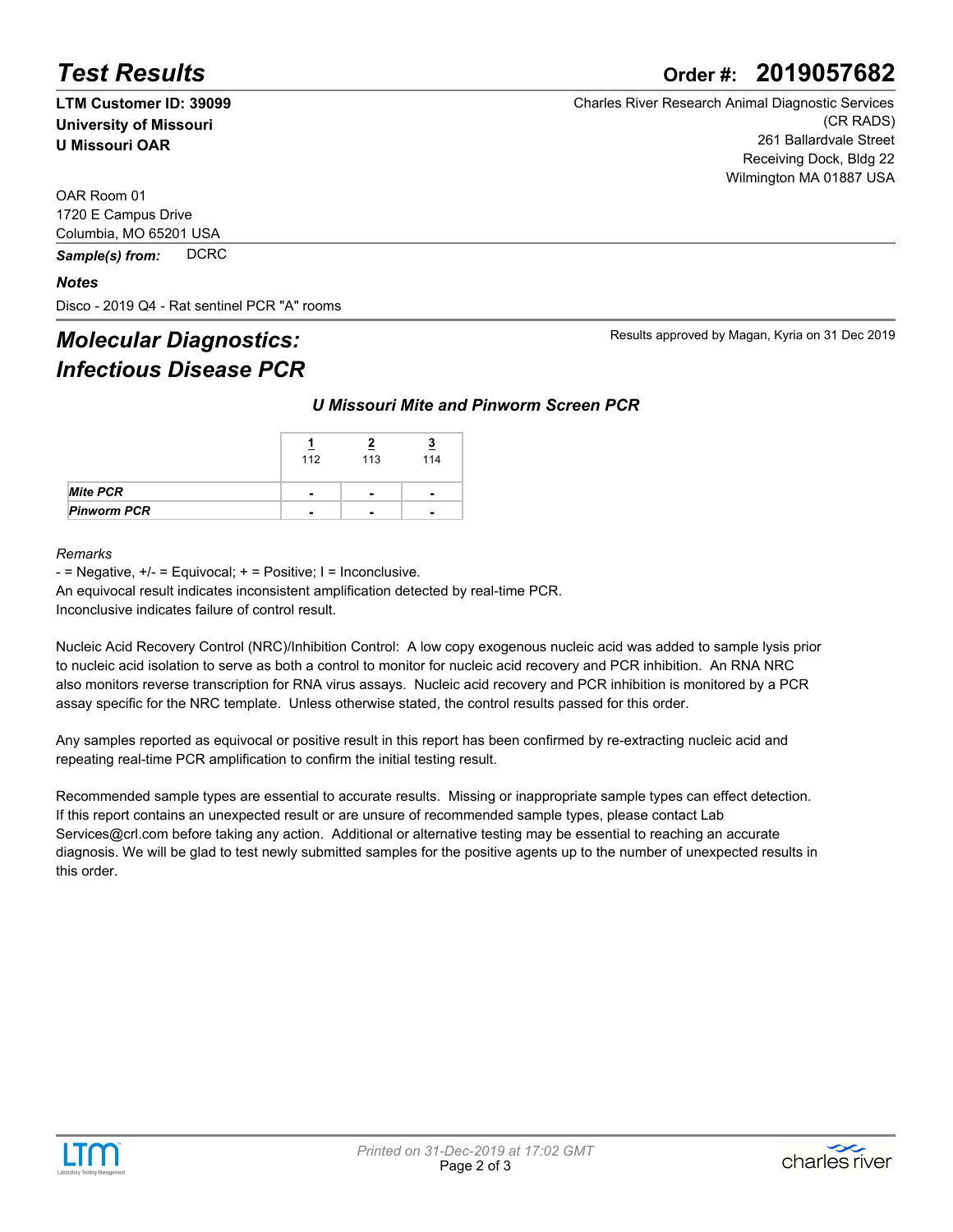# Test Results

**Order #: 2019057682**

**LTM Customer ID: 39099**
**University of Missouri**
**U Missouri OAR**

Charles River Research Animal Diagnostic Services (CR RADS)
261 Ballardvale Street
Receiving Dock, Bldg 22
Wilmington MA 01887 USA

OAR Room 01
1720 E Campus Drive
Columbia, MO 65201 USA

*Sample(s) from:* DCRC

***Notes***

Disco - 2019 Q4 - Rat sentinel PCR "A" rooms

## *Molecular Diagnostics: Infectious Disease PCR*

Results approved by Magan, Kyria on 31 Dec 2019

### *U Missouri Mite and Pinworm Screen PCR*

| | 1<br>112 | 2<br>113 | 3<br>114 |
|---|---|---|---|
| ***Mite PCR*** | - | - | - |
| ***Pinworm PCR*** | - | - | - |

*Remarks*

- = Negative, +/- = Equivocal; + = Positive; I = Inconclusive.
An equivocal result indicates inconsistent amplification detected by real-time PCR.
Inconclusive indicates failure of control result.

Nucleic Acid Recovery Control (NRC)/Inhibition Control: A low copy exogenous nucleic acid was added to sample lysis prior to nucleic acid isolation to serve as both a control to monitor for nucleic acid recovery and PCR inhibition. An RNA NRC also monitors reverse transcription for RNA virus assays. Nucleic acid recovery and PCR inhibition is monitored by a PCR assay specific for the NRC template. Unless otherwise stated, the control results passed for this order.

Any samples reported as equivocal or positive result in this report has been confirmed by re-extracting nucleic acid and repeating real-time PCR amplification to confirm the initial testing result.

Recommended sample types are essential to accurate results. Missing or inappropriate sample types can effect detection. If this report contains an unexpected result or are unsure of recommended sample types, please contact Lab Services@crl.com before taking any action. Additional or alternative testing may be essential to reaching an accurate diagnosis. We will be glad to test newly submitted samples for the positive agents up to the number of unexpected results in this order.

*Printed on 31-Dec-2019 at 17:02 GMT*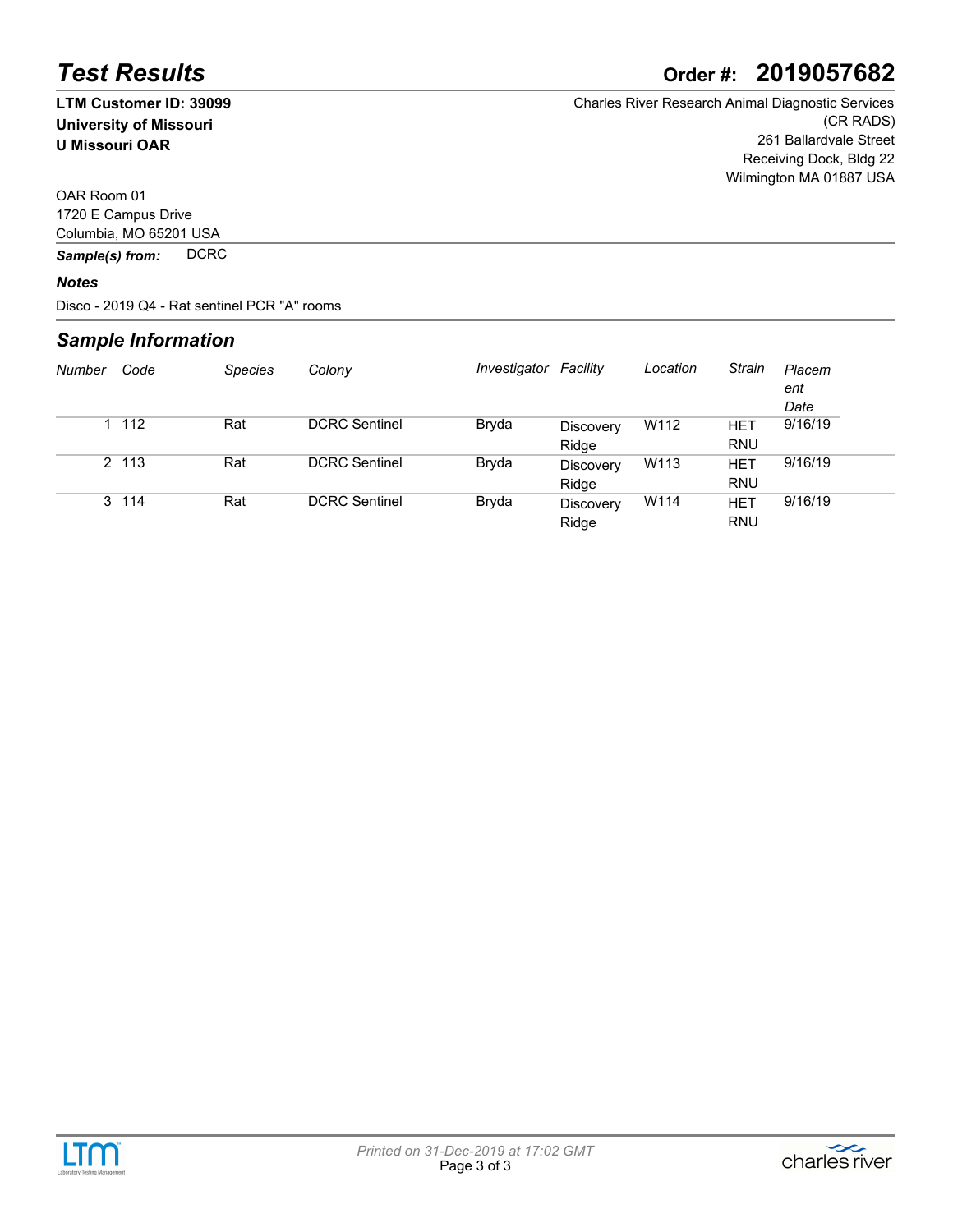# Test Results

## Order #: 2019057682

**LTM Customer ID: 39099**
**University of Missouri**
**U Missouri OAR**

Charles River Research Animal Diagnostic Services (CR RADS)
261 Ballardvale Street
Receiving Dock, Bldg 22
Wilmington MA 01887 USA

OAR Room 01
1720 E Campus Drive
Columbia, MO 65201 USA

***Sample(s) from:*** DCRC

***Notes***

Disco - 2019 Q4 - Rat sentinel PCR "A" rooms

## Sample Information

| *Number* | *Code* | *Species* | *Colony* | *Investigator* | *Facility* | *Location* | *Strain* | *Placement Date* |
|---|---|---|---|---|---|---|---|---|
| 1 | 112 | Rat | DCRC Sentinel | Bryda | Discovery Ridge | W112 | HET RNU | 9/16/19 |
| 2 | 113 | Rat | DCRC Sentinel | Bryda | Discovery Ridge | W113 | HET RNU | 9/16/19 |
| 3 | 114 | Rat | DCRC Sentinel | Bryda | Discovery Ridge | W114 | HET RNU | 9/16/19 |

*Printed on 31-Dec-2019 at 17:02 GMT*